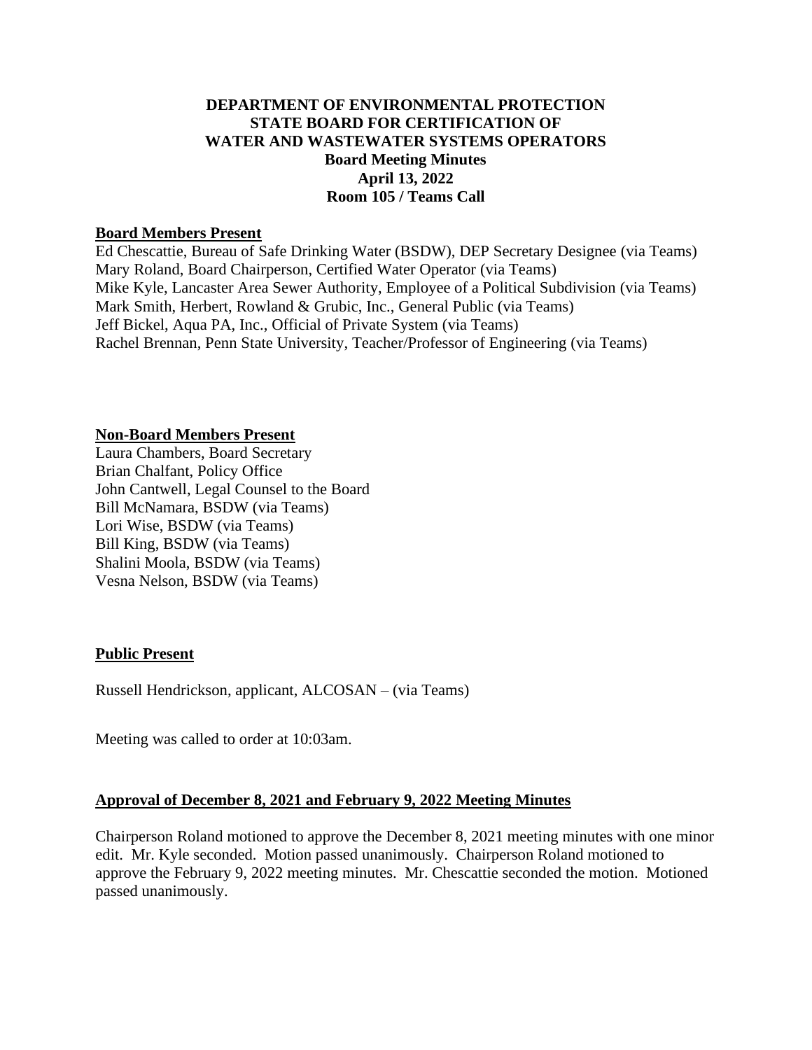**DEPARTMENT OF ENVIRONMENTAL PROTECTION**
**STATE BOARD FOR CERTIFICATION OF**
**WATER AND WASTEWATER SYSTEMS OPERATORS**
**Board Meeting Minutes**
**April 13, 2022**
**Room 105 / Teams Call**

**Board Members Present**

Ed Chescattie, Bureau of Safe Drinking Water (BSDW), DEP Secretary Designee (via Teams)
Mary Roland, Board Chairperson, Certified Water Operator (via Teams)
Mike Kyle, Lancaster Area Sewer Authority, Employee of a Political Subdivision (via Teams)
Mark Smith, Herbert, Rowland & Grubic, Inc., General Public (via Teams)
Jeff Bickel, Aqua PA, Inc., Official of Private System (via Teams)
Rachel Brennan, Penn State University, Teacher/Professor of Engineering (via Teams)

**Non-Board Members Present**

Laura Chambers, Board Secretary
Brian Chalfant, Policy Office
John Cantwell, Legal Counsel to the Board
Bill McNamara, BSDW (via Teams)
Lori Wise, BSDW (via Teams)
Bill King, BSDW (via Teams)
Shalini Moola, BSDW (via Teams)
Vesna Nelson, BSDW (via Teams)

**Public Present**

Russell Hendrickson, applicant, ALCOSAN – (via Teams)

Meeting was called to order at 10:03am.

**Approval of December 8, 2021 and February 9, 2022 Meeting Minutes**

Chairperson Roland motioned to approve the December 8, 2021 meeting minutes with one minor edit. Mr. Kyle seconded. Motion passed unanimously. Chairperson Roland motioned to approve the February 9, 2022 meeting minutes. Mr. Chescattie seconded the motion. Motioned passed unanimously.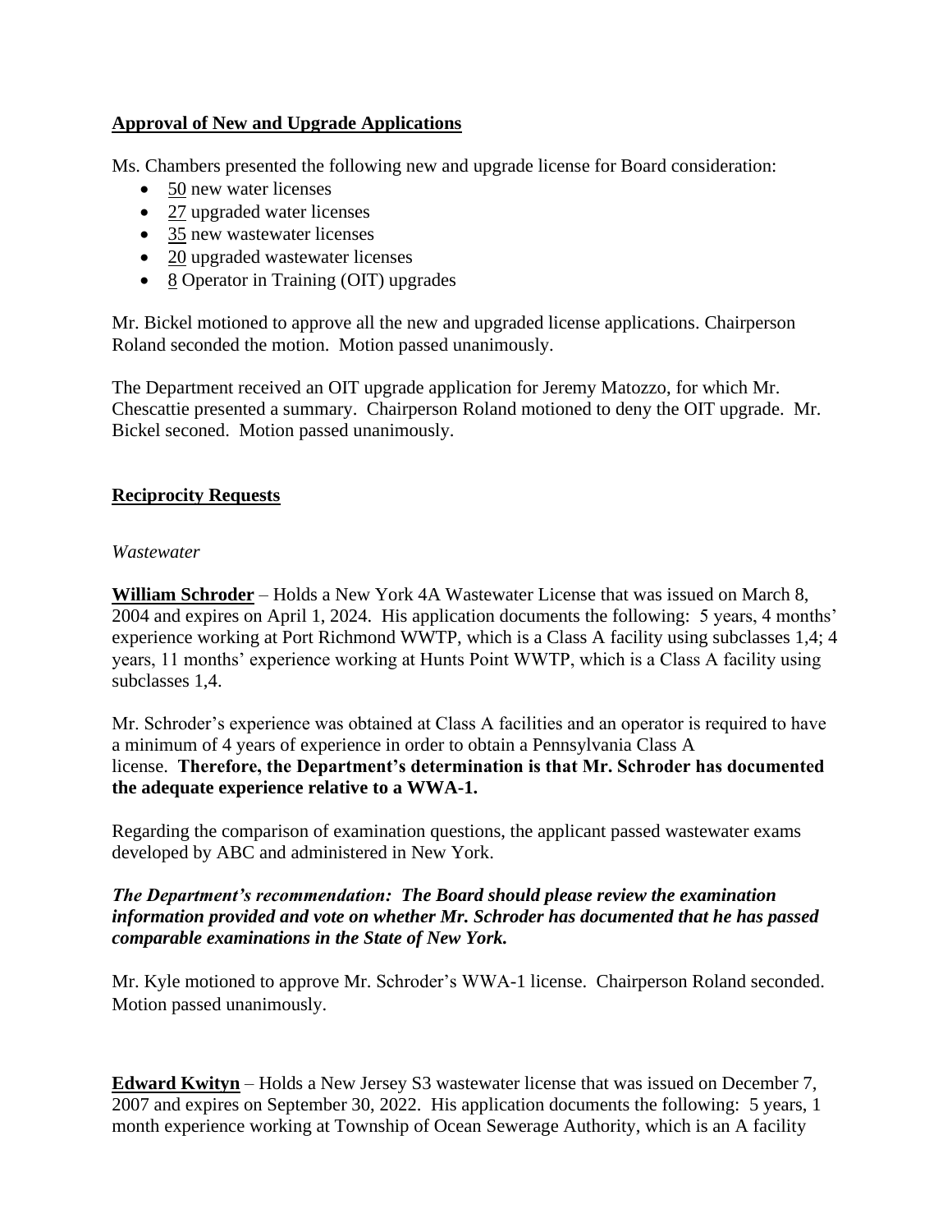**Approval of New and Upgrade Applications**

Ms. Chambers presented the following new and upgrade license for Board consideration:

- 50 new water licenses
- 27 upgraded water licenses
- 35 new wastewater licenses
- 20 upgraded wastewater licenses
- 8 Operator in Training (OIT) upgrades

Mr. Bickel motioned to approve all the new and upgraded license applications. Chairperson Roland seconded the motion. Motion passed unanimously.

The Department received an OIT upgrade application for Jeremy Matozzo, for which Mr. Chescattie presented a summary. Chairperson Roland motioned to deny the OIT upgrade. Mr. Bickel seconed. Motion passed unanimously.

**Reciprocity Requests**

*Wastewater*

**William Schroder** – Holds a New York 4A Wastewater License that was issued on March 8, 2004 and expires on April 1, 2024. His application documents the following: 5 years, 4 months' experience working at Port Richmond WWTP, which is a Class A facility using subclasses 1,4; 4 years, 11 months' experience working at Hunts Point WWTP, which is a Class A facility using subclasses 1,4.

Mr. Schroder's experience was obtained at Class A facilities and an operator is required to have a minimum of 4 years of experience in order to obtain a Pennsylvania Class A license. **Therefore, the Department's determination is that Mr. Schroder has documented the adequate experience relative to a WWA-1.**

Regarding the comparison of examination questions, the applicant passed wastewater exams developed by ABC and administered in New York.

***The Department's recommendation: The Board should please review the examination information provided and vote on whether Mr. Schroder has documented that he has passed comparable examinations in the State of New York.***

Mr. Kyle motioned to approve Mr. Schroder's WWA-1 license. Chairperson Roland seconded. Motion passed unanimously.

**Edward Kwityn** – Holds a New Jersey S3 wastewater license that was issued on December 7, 2007 and expires on September 30, 2022. His application documents the following: 5 years, 1 month experience working at Township of Ocean Sewerage Authority, which is an A facility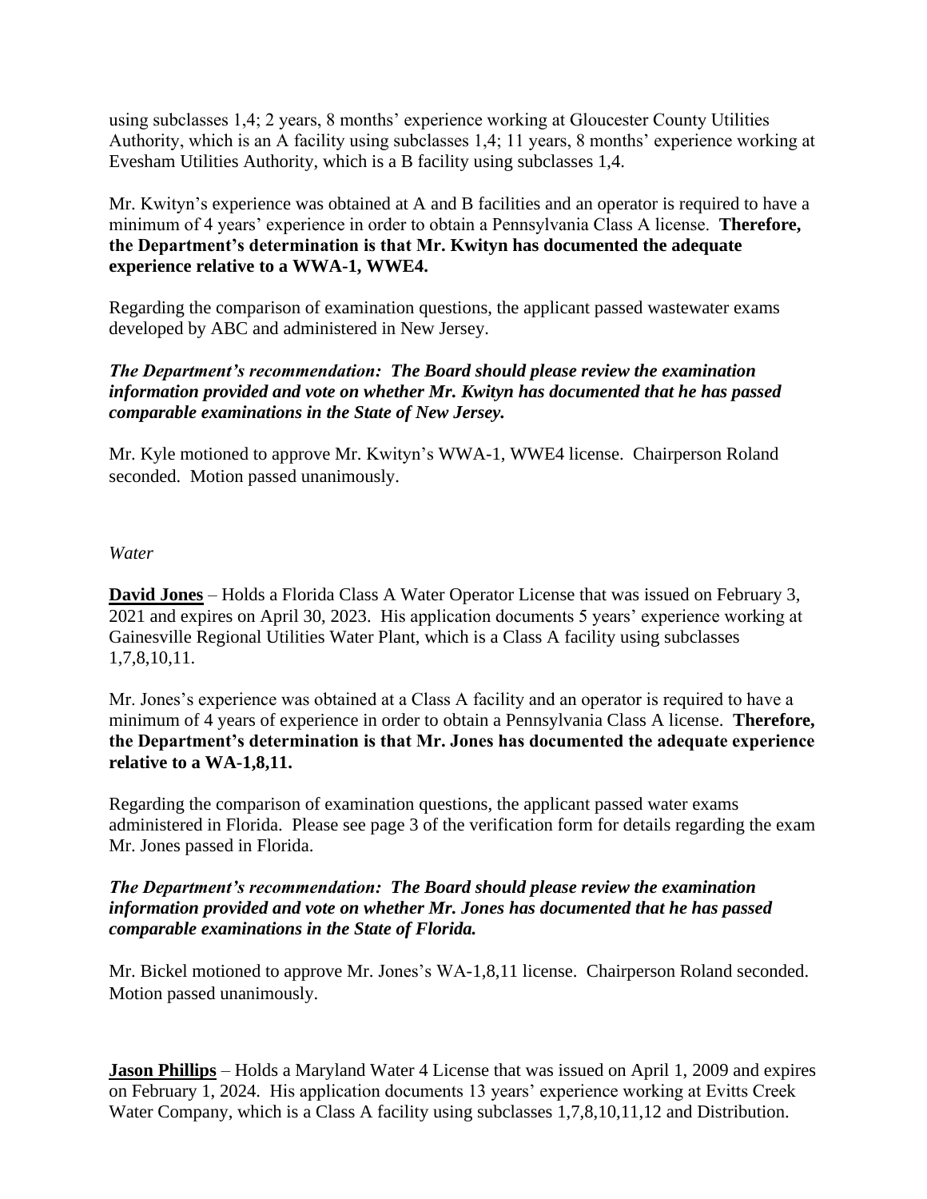using subclasses 1,4; 2 years, 8 months' experience working at Gloucester County Utilities Authority, which is an A facility using subclasses 1,4; 11 years, 8 months' experience working at Evesham Utilities Authority, which is a B facility using subclasses 1,4.

Mr. Kwityn's experience was obtained at A and B facilities and an operator is required to have a minimum of 4 years' experience in order to obtain a Pennsylvania Class A license. **Therefore, the Department's determination is that Mr. Kwityn has documented the adequate experience relative to a WWA-1, WWE4.**

Regarding the comparison of examination questions, the applicant passed wastewater exams developed by ABC and administered in New Jersey.

***The Department's recommendation: The Board should please review the examination information provided and vote on whether Mr. Kwityn has documented that he has passed comparable examinations in the State of New Jersey.***

Mr. Kyle motioned to approve Mr. Kwityn's WWA-1, WWE4 license. Chairperson Roland seconded. Motion passed unanimously.

*Water*

**<u>David Jones</u>** – Holds a Florida Class A Water Operator License that was issued on February 3, 2021 and expires on April 30, 2023. His application documents 5 years' experience working at Gainesville Regional Utilities Water Plant, which is a Class A facility using subclasses 1,7,8,10,11.

Mr. Jones's experience was obtained at a Class A facility and an operator is required to have a minimum of 4 years of experience in order to obtain a Pennsylvania Class A license. **Therefore, the Department's determination is that Mr. Jones has documented the adequate experience relative to a WA-1,8,11.**

Regarding the comparison of examination questions, the applicant passed water exams administered in Florida. Please see page 3 of the verification form for details regarding the exam Mr. Jones passed in Florida.

***The Department's recommendation: The Board should please review the examination information provided and vote on whether Mr. Jones has documented that he has passed comparable examinations in the State of Florida.***

Mr. Bickel motioned to approve Mr. Jones's WA-1,8,11 license. Chairperson Roland seconded. Motion passed unanimously.

**<u>Jason Phillips</u>** – Holds a Maryland Water 4 License that was issued on April 1, 2009 and expires on February 1, 2024. His application documents 13 years' experience working at Evitts Creek Water Company, which is a Class A facility using subclasses 1,7,8,10,11,12 and Distribution.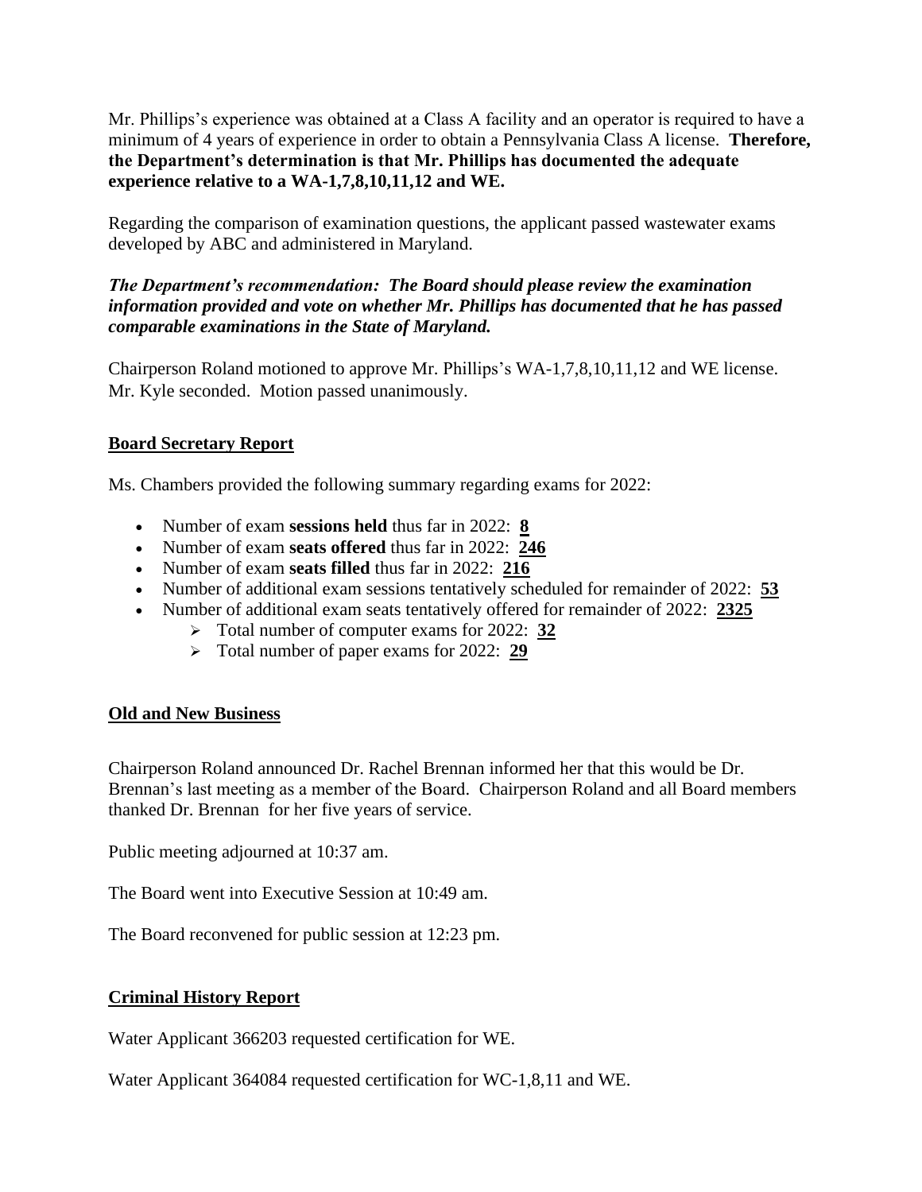Mr. Phillips's experience was obtained at a Class A facility and an operator is required to have a minimum of 4 years of experience in order to obtain a Pennsylvania Class A license. **Therefore, the Department's determination is that Mr. Phillips has documented the adequate experience relative to a WA-1,7,8,10,11,12 and WE.**

Regarding the comparison of examination questions, the applicant passed wastewater exams developed by ABC and administered in Maryland.

***The Department's recommendation: The Board should please review the examination information provided and vote on whether Mr. Phillips has documented that he has passed comparable examinations in the State of Maryland.***

Chairperson Roland motioned to approve Mr. Phillips's WA-1,7,8,10,11,12 and WE license. Mr. Kyle seconded. Motion passed unanimously.

**Board Secretary Report**

Ms. Chambers provided the following summary regarding exams for 2022:

- Number of exam **sessions held** thus far in 2022: **8**
- Number of exam **seats offered** thus far in 2022: **246**
- Number of exam **seats filled** thus far in 2022: **216**
- Number of additional exam sessions tentatively scheduled for remainder of 2022: **53**
- Number of additional exam seats tentatively offered for remainder of 2022: **2325**
    - Total number of computer exams for 2022: **32**
    - Total number of paper exams for 2022: **29**

**Old and New Business**

Chairperson Roland announced Dr. Rachel Brennan informed her that this would be Dr. Brennan's last meeting as a member of the Board. Chairperson Roland and all Board members thanked Dr. Brennan for her five years of service.

Public meeting adjourned at 10:37 am.

The Board went into Executive Session at 10:49 am.

The Board reconvened for public session at 12:23 pm.

**Criminal History Report**

Water Applicant 366203 requested certification for WE.

Water Applicant 364084 requested certification for WC-1,8,11 and WE.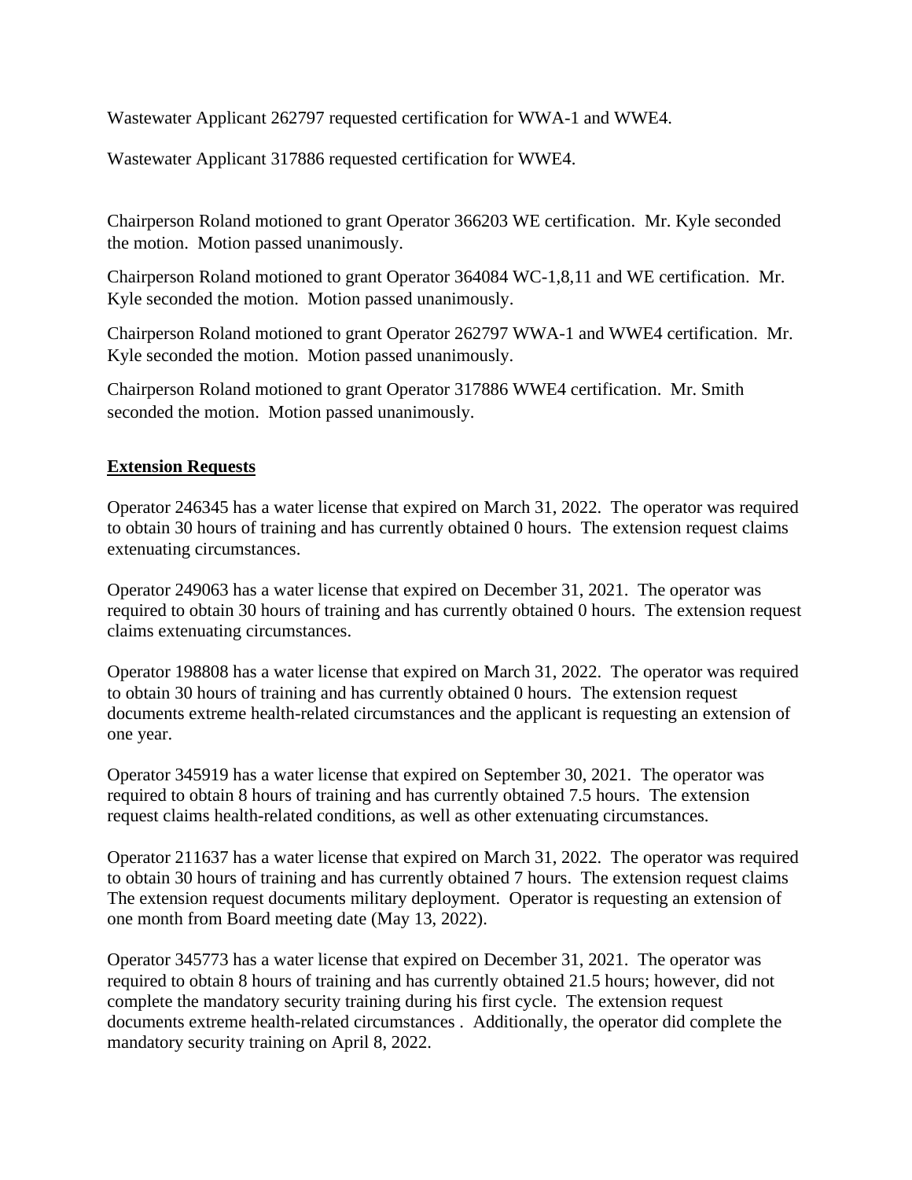Wastewater Applicant 262797 requested certification for WWA-1 and WWE4.

Wastewater Applicant 317886 requested certification for WWE4.

Chairperson Roland motioned to grant Operator 366203 WE certification. Mr. Kyle seconded the motion. Motion passed unanimously.

Chairperson Roland motioned to grant Operator 364084 WC-1,8,11 and WE certification. Mr. Kyle seconded the motion. Motion passed unanimously.

Chairperson Roland motioned to grant Operator 262797 WWA-1 and WWE4 certification. Mr. Kyle seconded the motion. Motion passed unanimously.

Chairperson Roland motioned to grant Operator 317886 WWE4 certification. Mr. Smith seconded the motion. Motion passed unanimously.

**Extension Requests**

Operator 246345 has a water license that expired on March 31, 2022. The operator was required to obtain 30 hours of training and has currently obtained 0 hours. The extension request claims extenuating circumstances.

Operator 249063 has a water license that expired on December 31, 2021. The operator was required to obtain 30 hours of training and has currently obtained 0 hours. The extension request claims extenuating circumstances.

Operator 198808 has a water license that expired on March 31, 2022. The operator was required to obtain 30 hours of training and has currently obtained 0 hours. The extension request documents extreme health-related circumstances and the applicant is requesting an extension of one year.

Operator 345919 has a water license that expired on September 30, 2021. The operator was required to obtain 8 hours of training and has currently obtained 7.5 hours. The extension request claims health-related conditions, as well as other extenuating circumstances.

Operator 211637 has a water license that expired on March 31, 2022. The operator was required to obtain 30 hours of training and has currently obtained 7 hours. The extension request claims The extension request documents military deployment. Operator is requesting an extension of one month from Board meeting date (May 13, 2022).

Operator 345773 has a water license that expired on December 31, 2021. The operator was required to obtain 8 hours of training and has currently obtained 21.5 hours; however, did not complete the mandatory security training during his first cycle. The extension request documents extreme health-related circumstances . Additionally, the operator did complete the mandatory security training on April 8, 2022.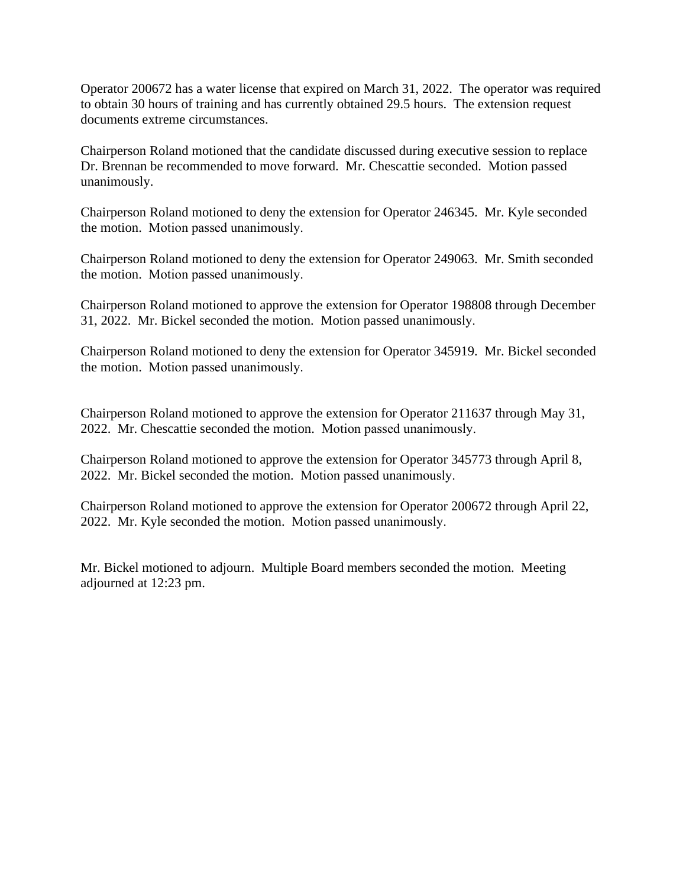Operator 200672 has a water license that expired on March 31, 2022. The operator was required to obtain 30 hours of training and has currently obtained 29.5 hours. The extension request documents extreme circumstances.

Chairperson Roland motioned that the candidate discussed during executive session to replace Dr. Brennan be recommended to move forward. Mr. Chescattie seconded. Motion passed unanimously.

Chairperson Roland motioned to deny the extension for Operator 246345. Mr. Kyle seconded the motion. Motion passed unanimously.

Chairperson Roland motioned to deny the extension for Operator 249063. Mr. Smith seconded the motion. Motion passed unanimously.

Chairperson Roland motioned to approve the extension for Operator 198808 through December 31, 2022. Mr. Bickel seconded the motion. Motion passed unanimously.

Chairperson Roland motioned to deny the extension for Operator 345919. Mr. Bickel seconded the motion. Motion passed unanimously.

Chairperson Roland motioned to approve the extension for Operator 211637 through May 31, 2022. Mr. Chescattie seconded the motion. Motion passed unanimously.

Chairperson Roland motioned to approve the extension for Operator 345773 through April 8, 2022. Mr. Bickel seconded the motion. Motion passed unanimously.

Chairperson Roland motioned to approve the extension for Operator 200672 through April 22, 2022. Mr. Kyle seconded the motion. Motion passed unanimously.

Mr. Bickel motioned to adjourn. Multiple Board members seconded the motion. Meeting adjourned at 12:23 pm.